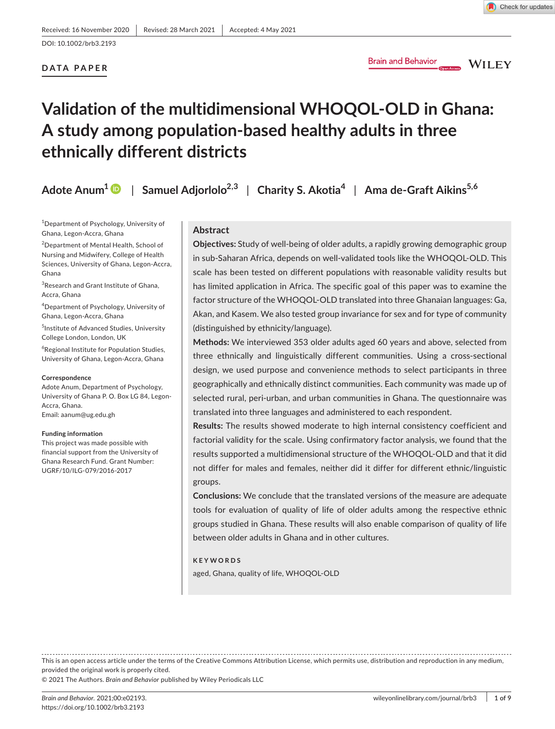Received: 16 November 2020 | Revised: 28 March 2021 | Accepted: 4 May 2021

DOI: 10.1002/brb3.2193

**DATA PAPER**

# Validation of the multidimensional WHOQOL-OLD in Ghana: A study among population-based healthy adults in three ethnically different districts

**Adote Anum[1] | Samuel Adjorlolo[2,3] | Charity S. Akotia[4] | Ama de-Graft Aikins[5,6]**

[1]Department of Psychology, University of Ghana, Legon-Accra, Ghana

[2]Department of Mental Health, School of Nursing and Midwifery, College of Health Sciences, University of Ghana, Legon-Accra, Ghana

[3]Research and Grant Institute of Ghana, Accra, Ghana

[4]Department of Psychology, University of Ghana, Legon-Accra, Ghana

[5]Institute of Advanced Studies, University College London, London, UK

[6]Regional Institute for Population Studies, University of Ghana, Legon-Accra, Ghana

**Correspondence**

Adote Anum, Department of Psychology, University of Ghana P. O. Box LG 84, Legon-Accra, Ghana.
Email: aanum@ug.edu.gh

**Funding information**

This project was made possible with financial support from the University of Ghana Research Fund. Grant Number: UGRF/10/ILG-079/2016-2017

## Abstract

**Objectives:** Study of well-being of older adults, a rapidly growing demographic group in sub-Saharan Africa, depends on well-validated tools like the WHOQOL-OLD. This scale has been tested on different populations with reasonable validity results but has limited application in Africa. The specific goal of this paper was to examine the factor structure of the WHOQOL-OLD translated into three Ghanaian languages: Ga, Akan, and Kasem. We also tested group invariance for sex and for type of community (distinguished by ethnicity/language).

**Methods:** We interviewed 353 older adults aged 60 years and above, selected from three ethnically and linguistically different communities. Using a cross-sectional design, we used purpose and convenience methods to select participants in three geographically and ethnically distinct communities. Each community was made up of selected rural, peri-urban, and urban communities in Ghana. The questionnaire was translated into three languages and administered to each respondent.

**Results:** The results showed moderate to high internal consistency coefficient and factorial validity for the scale. Using confirmatory factor analysis, we found that the results supported a multidimensional structure of the WHOQOL-OLD and that it did not differ for males and females, neither did it differ for different ethnic/linguistic groups.

**Conclusions:** We conclude that the translated versions of the measure are adequate tools for evaluation of quality of life of older adults among the respective ethnic groups studied in Ghana. These results will also enable comparison of quality of life between older adults in Ghana and in other cultures.

**KEYWORDS**

aged, Ghana, quality of life, WHOQOL-OLD

This is an open access article under the terms of the Creative Commons Attribution License, which permits use, distribution and reproduction in any medium, provided the original work is properly cited.

© 2021 The Authors. *Brain and Behavior* published by Wiley Periodicals LLC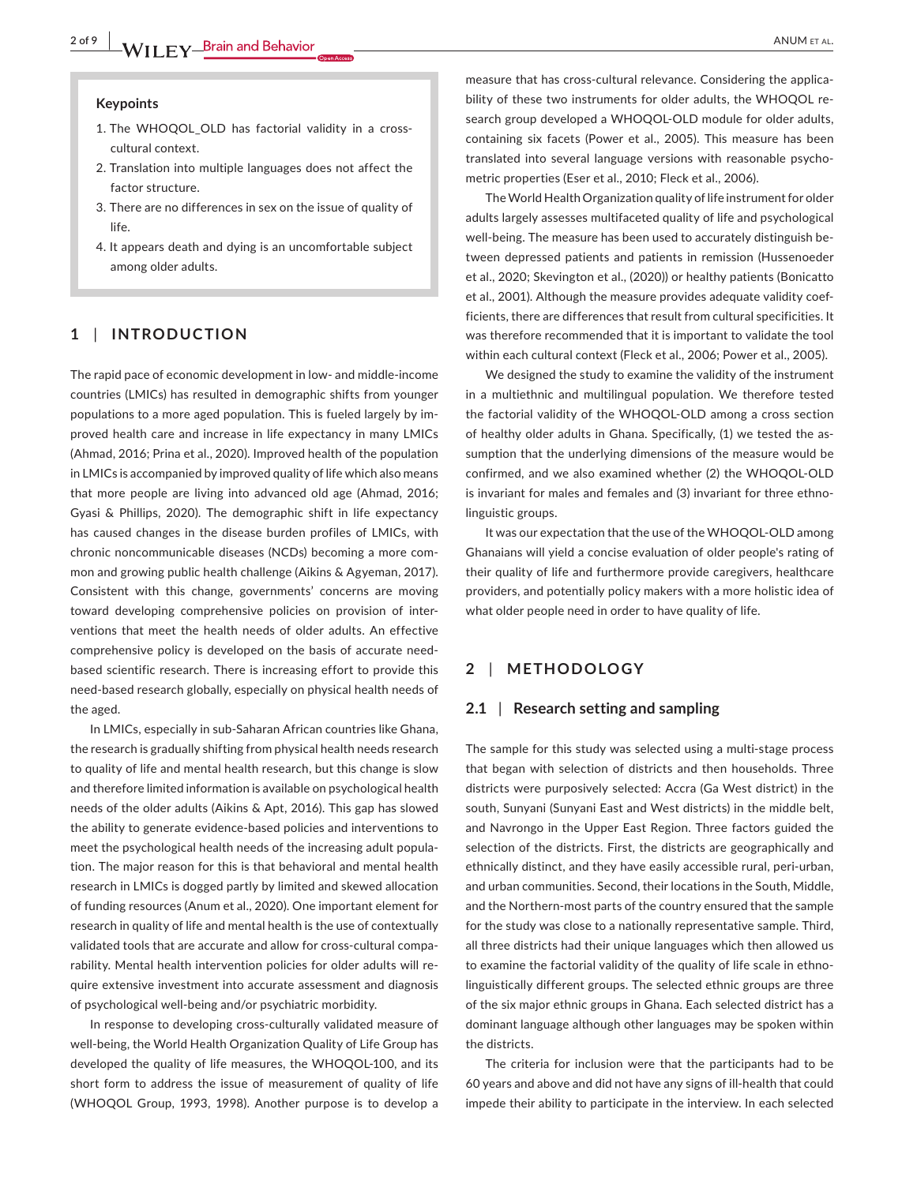**Keypoints**

1. The WHOQOL_OLD has factorial validity in a cross-cultural context.
2. Translation into multiple languages does not affect the factor structure.
3. There are no differences in sex on the issue of quality of life.
4. It appears death and dying is an uncomfortable subject among older adults.

## 1 | INTRODUCTION

The rapid pace of economic development in low- and middle-income countries (LMICs) has resulted in demographic shifts from younger populations to a more aged population. This is fueled largely by improved health care and increase in life expectancy in many LMICs (Ahmad, 2016; Prina et al., 2020). Improved health of the population in LMICs is accompanied by improved quality of life which also means that more people are living into advanced old age (Ahmad, 2016; Gyasi & Phillips, 2020). The demographic shift in life expectancy has caused changes in the disease burden profiles of LMICs, with chronic noncommunicable diseases (NCDs) becoming a more common and growing public health challenge (Aikins & Agyeman, 2017). Consistent with this change, governments' concerns are moving toward developing comprehensive policies on provision of interventions that meet the health needs of older adults. An effective comprehensive policy is developed on the basis of accurate need-based scientific research. There is increasing effort to provide this need-based research globally, especially on physical health needs of the aged.

In LMICs, especially in sub-Saharan African countries like Ghana, the research is gradually shifting from physical health needs research to quality of life and mental health research, but this change is slow and therefore limited information is available on psychological health needs of the older adults (Aikins & Apt, 2016). This gap has slowed the ability to generate evidence-based policies and interventions to meet the psychological health needs of the increasing adult population. The major reason for this is that behavioral and mental health research in LMICs is dogged partly by limited and skewed allocation of funding resources (Anum et al., 2020). One important element for research in quality of life and mental health is the use of contextually validated tools that are accurate and allow for cross-cultural comparability. Mental health intervention policies for older adults will require extensive investment into accurate assessment and diagnosis of psychological well-being and/or psychiatric morbidity.

In response to developing cross-culturally validated measure of well-being, the World Health Organization Quality of Life Group has developed the quality of life measures, the WHOQOL-100, and its short form to address the issue of measurement of quality of life (WHOQOL Group, 1993, 1998). Another purpose is to develop a measure that has cross-cultural relevance. Considering the applicability of these two instruments for older adults, the WHOQOL research group developed a WHOQOL-OLD module for older adults, containing six facets (Power et al., 2005). This measure has been translated into several language versions with reasonable psychometric properties (Eser et al., 2010; Fleck et al., 2006).

The World Health Organization quality of life instrument for older adults largely assesses multifaceted quality of life and psychological well-being. The measure has been used to accurately distinguish between depressed patients and patients in remission (Hussenoeder et al., 2020; Skevington et al., (2020)) or healthy patients (Bonicatto et al., 2001). Although the measure provides adequate validity coefficients, there are differences that result from cultural specificities. It was therefore recommended that it is important to validate the tool within each cultural context (Fleck et al., 2006; Power et al., 2005).

We designed the study to examine the validity of the instrument in a multiethnic and multilingual population. We therefore tested the factorial validity of the WHOQOL-OLD among a cross section of healthy older adults in Ghana. Specifically, (1) we tested the assumption that the underlying dimensions of the measure would be confirmed, and we also examined whether (2) the WHOQOL-OLD is invariant for males and females and (3) invariant for three ethnolinguistic groups.

It was our expectation that the use of the WHOQOL-OLD among Ghanaians will yield a concise evaluation of older people's rating of their quality of life and furthermore provide caregivers, healthcare providers, and potentially policy makers with a more holistic idea of what older people need in order to have quality of life.

## 2 | METHODOLOGY

### 2.1 | Research setting and sampling

The sample for this study was selected using a multi-stage process that began with selection of districts and then households. Three districts were purposively selected: Accra (Ga West district) in the south, Sunyani (Sunyani East and West districts) in the middle belt, and Navrongo in the Upper East Region. Three factors guided the selection of the districts. First, the districts are geographically and ethnically distinct, and they have easily accessible rural, peri-urban, and urban communities. Second, their locations in the South, Middle, and the Northern-most parts of the country ensured that the sample for the study was close to a nationally representative sample. Third, all three districts had their unique languages which then allowed us to examine the factorial validity of the quality of life scale in ethnolinguistically different groups. The selected ethnic groups are three of the six major ethnic groups in Ghana. Each selected district has a dominant language although other languages may be spoken within the districts.

The criteria for inclusion were that the participants had to be 60 years and above and did not have any signs of ill-health that could impede their ability to participate in the interview. In each selected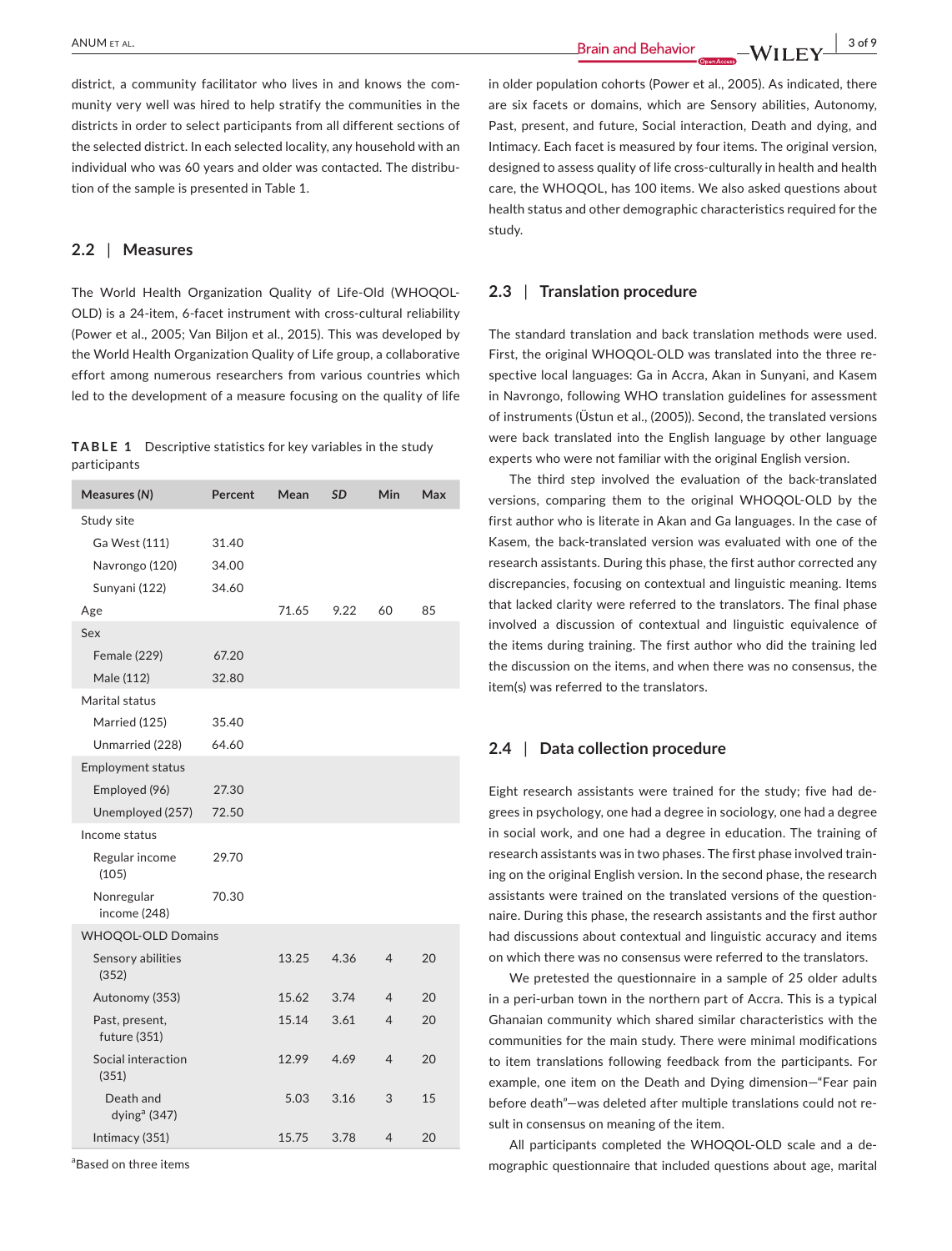district, a community facilitator who lives in and knows the community very well was hired to help stratify the communities in the districts in order to select participants from all different sections of the selected district. In each selected locality, any household with an individual who was 60 years and older was contacted. The distribution of the sample is presented in Table 1.

## 2.2 | Measures

The World Health Organization Quality of Life-Old (WHOQOL-OLD) is a 24-item, 6-facet instrument with cross-cultural reliability (Power et al., 2005; Van Biljon et al., 2015). This was developed by the World Health Organization Quality of Life group, a collaborative effort among numerous researchers from various countries which led to the development of a measure focusing on the quality of life in older population cohorts (Power et al., 2005). As indicated, there are six facets or domains, which are Sensory abilities, Autonomy, Past, present, and future, Social interaction, Death and dying, and Intimacy. Each facet is measured by four items. The original version, designed to assess quality of life cross-culturally in health and health care, the WHOQOL, has 100 items. We also asked questions about health status and other demographic characteristics required for the study.

**TABLE 1** Descriptive statistics for key variables in the study participants

| Measures (*N*) | Percent | Mean | *SD* | Min | Max |
|---|---|---|---|---|---|
| Study site | | | | | |
| Ga West (111) | 31.40 | | | | |
| Navrongo (120) | 34.00 | | | | |
| Sunyani (122) | 34.60 | | | | |
| Age | | 71.65 | 9.22 | 60 | 85 |
| Sex | | | | | |
| Female (229) | 67.20 | | | | |
| Male (112) | 32.80 | | | | |
| Marital status | | | | | |
| Married (125) | 35.40 | | | | |
| Unmarried (228) | 64.60 | | | | |
| Employment status | | | | | |
| Employed (96) | 27.30 | | | | |
| Unemployed (257) | 72.50 | | | | |
| Income status | | | | | |
| Regular income (105) | 29.70 | | | | |
| Nonregular income (248) | 70.30 | | | | |
| WHOQOL-OLD Domains | | | | | |
| Sensory abilities (352) | | 13.25 | 4.36 | 4 | 20 |
| Autonomy (353) | | 15.62 | 3.74 | 4 | 20 |
| Past, present, future (351) | | 15.14 | 3.61 | 4 | 20 |
| Social interaction (351) | | 12.99 | 4.69 | 4 | 20 |
| Death and dying[a] (347) | | 5.03 | 3.16 | 3 | 15 |
| Intimacy (351) | | 15.75 | 3.78 | 4 | 20 |

[a]Based on three items

## 2.3 | Translation procedure

The standard translation and back translation methods were used. First, the original WHOQOL-OLD was translated into the three respective local languages: Ga in Accra, Akan in Sunyani, and Kasem in Navrongo, following WHO translation guidelines for assessment of instruments (Üstun et al., (2005)). Second, the translated versions were back translated into the English language by other language experts who were not familiar with the original English version.

The third step involved the evaluation of the back-translated versions, comparing them to the original WHOQOL-OLD by the first author who is literate in Akan and Ga languages. In the case of Kasem, the back-translated version was evaluated with one of the research assistants. During this phase, the first author corrected any discrepancies, focusing on contextual and linguistic meaning. Items that lacked clarity were referred to the translators. The final phase involved a discussion of contextual and linguistic equivalence of the items during training. The first author who did the training led the discussion on the items, and when there was no consensus, the item(s) was referred to the translators.

## 2.4 | Data collection procedure

Eight research assistants were trained for the study; five had degrees in psychology, one had a degree in sociology, one had a degree in social work, and one had a degree in education. The training of research assistants was in two phases. The first phase involved training on the original English version. In the second phase, the research assistants were trained on the translated versions of the questionnaire. During this phase, the research assistants and the first author had discussions about contextual and linguistic accuracy and items on which there was no consensus were referred to the translators.

We pretested the questionnaire in a sample of 25 older adults in a peri-urban town in the northern part of Accra. This is a typical Ghanaian community which shared similar characteristics with the communities for the main study. There were minimal modifications to item translations following feedback from the participants. For example, one item on the Death and Dying dimension—"Fear pain before death"—was deleted after multiple translations could not result in consensus on meaning of the item.

All participants completed the WHOQOL-OLD scale and a demographic questionnaire that included questions about age, marital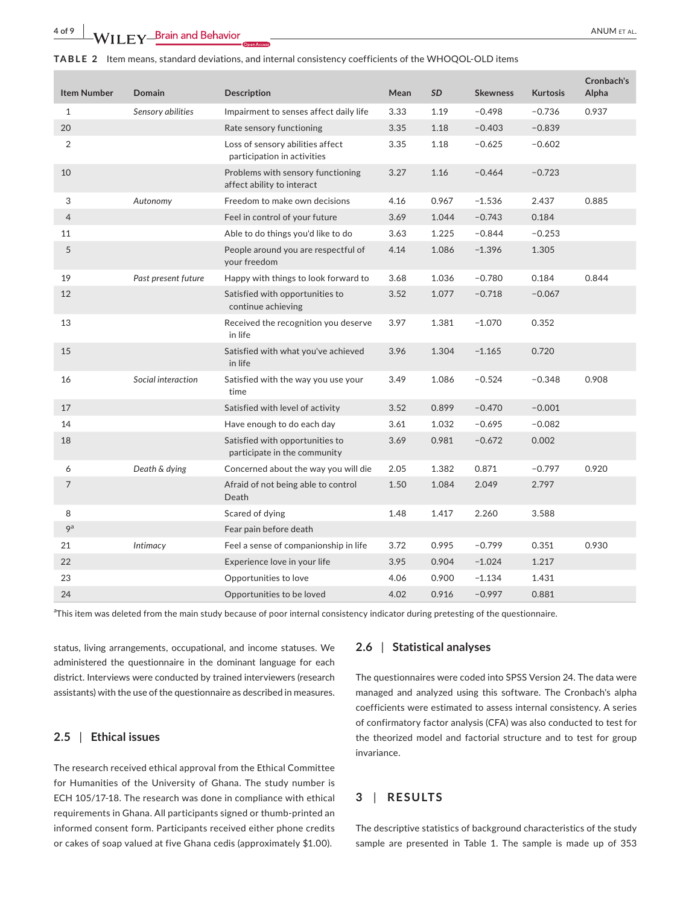**TABLE 2** Item means, standard deviations, and internal consistency coefficients of the WHOQOL-OLD items

| Item Number | Domain | Description | Mean | SD | Skewness | Kurtosis | Cronbach's Alpha |
|---|---|---|---|---|---|---|---|
| 1 | *Sensory abilities* | Impairment to senses affect daily life | 3.33 | 1.19 | −0.498 | −0.736 | 0.937 |
| 20 | | Rate sensory functioning | 3.35 | 1.18 | −0.403 | −0.839 | |
| 2 | | Loss of sensory abilities affect participation in activities | 3.35 | 1.18 | −0.625 | −0.602 | |
| 10 | | Problems with sensory functioning affect ability to interact | 3.27 | 1.16 | −0.464 | −0.723 | |
| 3 | *Autonomy* | Freedom to make own decisions | 4.16 | 0.967 | −1.536 | 2.437 | 0.885 |
| 4 | | Feel in control of your future | 3.69 | 1.044 | −0.743 | 0.184 | |
| 11 | | Able to do things you'd like to do | 3.63 | 1.225 | −0.844 | −0.253 | |
| 5 | | People around you are respectful of your freedom | 4.14 | 1.086 | −1.396 | 1.305 | |
| 19 | *Past present future* | Happy with things to look forward to | 3.68 | 1.036 | −0.780 | 0.184 | 0.844 |
| 12 | | Satisfied with opportunities to continue achieving | 3.52 | 1.077 | −0.718 | −0.067 | |
| 13 | | Received the recognition you deserve in life | 3.97 | 1.381 | −1.070 | 0.352 | |
| 15 | | Satisfied with what you've achieved in life | 3.96 | 1.304 | −1.165 | 0.720 | |
| 16 | *Social interaction* | Satisfied with the way you use your time | 3.49 | 1.086 | −0.524 | −0.348 | 0.908 |
| 17 | | Satisfied with level of activity | 3.52 | 0.899 | −0.470 | −0.001 | |
| 14 | | Have enough to do each day | 3.61 | 1.032 | −0.695 | −0.082 | |
| 18 | | Satisfied with opportunities to participate in the community | 3.69 | 0.981 | −0.672 | 0.002 | |
| 6 | *Death & dying* | Concerned about the way you will die | 2.05 | 1.382 | 0.871 | −0.797 | 0.920 |
| 7 | | Afraid of not being able to control Death | 1.50 | 1.084 | 2.049 | 2.797 | |
| 8 | | Scared of dying | 1.48 | 1.417 | 2.260 | 3.588 | |
| 9[a] | | Fear pain before death | | | | | |
| 21 | *Intimacy* | Feel a sense of companionship in life | 3.72 | 0.995 | −0.799 | 0.351 | 0.930 |
| 22 | | Experience love in your life | 3.95 | 0.904 | −1.024 | 1.217 | |
| 23 | | Opportunities to love | 4.06 | 0.900 | −1.134 | 1.431 | |
| 24 | | Opportunities to be loved | 4.02 | 0.916 | −0.997 | 0.881 | |

[a]This item was deleted from the main study because of poor internal consistency indicator during pretesting of the questionnaire.

status, living arrangements, occupational, and income statuses. We administered the questionnaire in the dominant language for each district. Interviews were conducted by trained interviewers (research assistants) with the use of the questionnaire as described in measures.

## 2.5 | Ethical issues

The research received ethical approval from the Ethical Committee for Humanities of the University of Ghana. The study number is ECH 105/17-18. The research was done in compliance with ethical requirements in Ghana. All participants signed or thumb-printed an informed consent form. Participants received either phone credits or cakes of soap valued at five Ghana cedis (approximately $1.00).

## 2.6 | Statistical analyses

The questionnaires were coded into SPSS Version 24. The data were managed and analyzed using this software. The Cronbach's alpha coefficients were estimated to assess internal consistency. A series of confirmatory factor analysis (CFA) was also conducted to test for the theorized model and factorial structure and to test for group invariance.

# 3 | RESULTS

The descriptive statistics of background characteristics of the study sample are presented in Table 1. The sample is made up of 353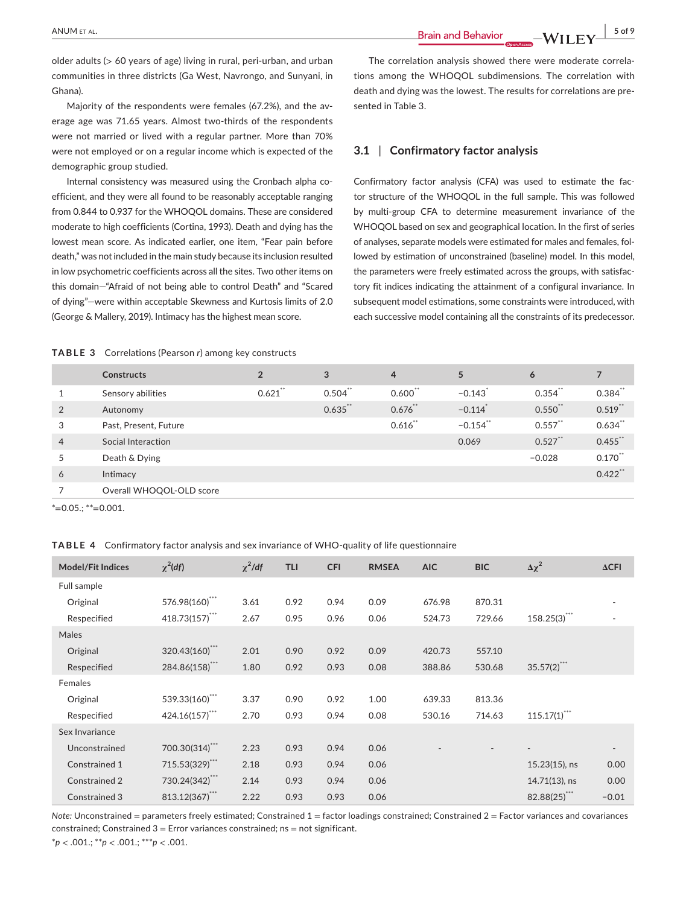older adults (> 60 years of age) living in rural, peri-urban, and urban communities in three districts (Ga West, Navrongo, and Sunyani, in Ghana).

Majority of the respondents were females (67.2%), and the average age was 71.65 years. Almost two-thirds of the respondents were not married or lived with a regular partner. More than 70% were not employed or on a regular income which is expected of the demographic group studied.

Internal consistency was measured using the Cronbach alpha coefficient, and they were all found to be reasonably acceptable ranging from 0.844 to 0.937 for the WHOQOL domains. These are considered moderate to high coefficients (Cortina, 1993). Death and dying has the lowest mean score. As indicated earlier, one item, "Fear pain before death," was not included in the main study because its inclusion resulted in low psychometric coefficients across all the sites. Two other items on this domain—"Afraid of not being able to control Death" and "Scared of dying"—were within acceptable Skewness and Kurtosis limits of 2.0 (George & Mallery, 2019). Intimacy has the highest mean score.

The correlation analysis showed there were moderate correlations among the WHOQOL subdimensions. The correlation with death and dying was the lowest. The results for correlations are presented in Table 3.

## 3.1 | Confirmatory factor analysis

Confirmatory factor analysis (CFA) was used to estimate the factor structure of the WHOQOL in the full sample. This was followed by multi-group CFA to determine measurement invariance of the WHOQOL based on sex and geographical location. In the first of series of analyses, separate models were estimated for males and females, followed by estimation of unconstrained (baseline) model. In this model, the parameters were freely estimated across the groups, with satisfactory fit indices indicating the attainment of a configural invariance. In subsequent model estimations, some constraints were introduced, with each successive model containing all the constraints of its predecessor.

**TABLE 3** Correlations (Pearson *r*) among key constructs

| | Constructs | 2 | 3 | 4 | 5 | 6 | 7 |
|---|---|---|---|---|---|---|---|
| 1 | Sensory abilities | 0.621** | 0.504** | 0.600** | −0.143* | 0.354** | 0.384** |
| 2 | Autonomy | | 0.635** | 0.676** | −0.114* | 0.550** | 0.519** |
| 3 | Past, Present, Future | | | 0.616** | −0.154** | 0.557** | 0.634** |
| 4 | Social Interaction | | | | 0.069 | 0.527** | 0.455** |
| 5 | Death & Dying | | | | | −0.028 | 0.170** |
| 6 | Intimacy | | | | | | 0.422** |
| 7 | Overall WHOQOL-OLD score | | | | | | |

*=0.05.; **=0.001.

**TABLE 4** Confirmatory factor analysis and sex invariance of WHO-quality of life questionnaire

| Model/Fit Indices | $\chi^2(df)$ | $\chi^2/df$ | TLI | CFI | RMSEA | AIC | BIC | $\Delta\chi^2$ | ΔCFI |
|---|---|---|---|---|---|---|---|---|---|
| Full sample | | | | | | | | | |
| Original | 576.98(160)*** | 3.61 | 0.92 | 0.94 | 0.09 | 676.98 | 870.31 | | - |
| Respecified | 418.73(157)*** | 2.67 | 0.95 | 0.96 | 0.06 | 524.73 | 729.66 | 158.25(3)*** | - |
| Males | | | | | | | | | |
| Original | 320.43(160)*** | 2.01 | 0.90 | 0.92 | 0.09 | 420.73 | 557.10 | | |
| Respecified | 284.86(158)*** | 1.80 | 0.92 | 0.93 | 0.08 | 388.86 | 530.68 | 35.57(2)*** | |
| Females | | | | | | | | | |
| Original | 539.33(160)*** | 3.37 | 0.90 | 0.92 | 1.00 | 639.33 | 813.36 | | |
| Respecified | 424.16(157)*** | 2.70 | 0.93 | 0.94 | 0.08 | 530.16 | 714.63 | 115.17(1)*** | |
| Sex Invariance | | | | | | | | | |
| Unconstrained | 700.30(314)*** | 2.23 | 0.93 | 0.94 | 0.06 | - | - | - | - |
| Constrained 1 | 715.53(329)*** | 2.18 | 0.93 | 0.94 | 0.06 | | | 15.23(15), ns | 0.00 |
| Constrained 2 | 730.24(342)*** | 2.14 | 0.93 | 0.94 | 0.06 | | | 14.71(13), ns | 0.00 |
| Constrained 3 | 813.12(367)*** | 2.22 | 0.93 | 0.93 | 0.06 | | | 82.88(25)*** | −0.01 |

*Note:* Unconstrained = parameters freely estimated; Constrained 1 = factor loadings constrained; Constrained 2 = Factor variances and covariances constrained; Constrained 3 = Error variances constrained; ns = not significant.

\**p* < .001.; \*\**p* < .001.; \*\*\**p* < .001.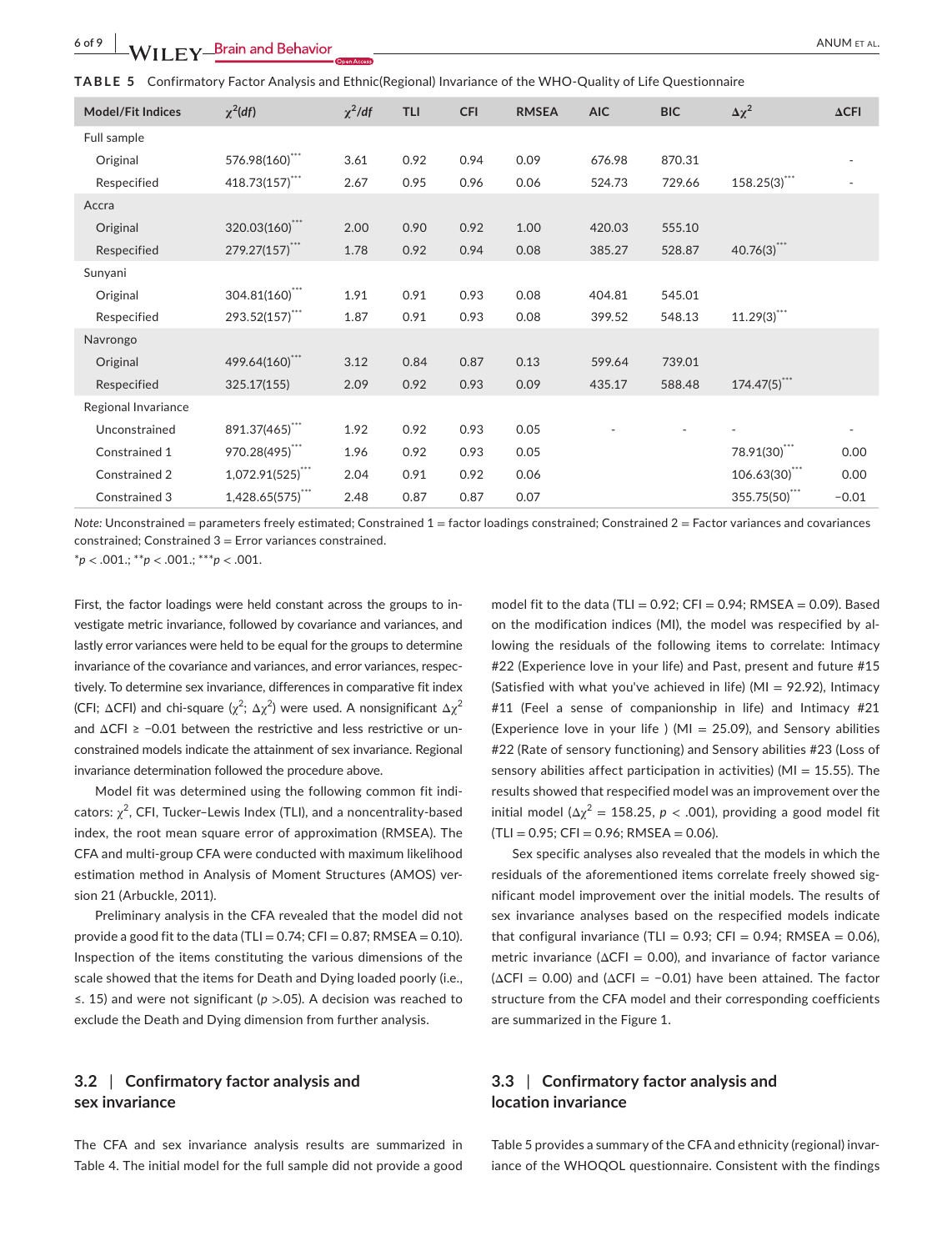**TABLE 5** Confirmatory Factor Analysis and Ethnic(Regional) Invariance of the WHO-Quality of Life Questionnaire

| Model/Fit Indices | $\chi^2(df)$ | $\chi^2/df$ | TLI | CFI | RMSEA | AIC | BIC | $\Delta\chi^2$ | ΔCFI |
|---|---|---|---|---|---|---|---|---|---|
| Full sample | | | | | | | | | |
| Original | 576.98(160)*** | 3.61 | 0.92 | 0.94 | 0.09 | 676.98 | 870.31 | | - |
| Respecified | 418.73(157)*** | 2.67 | 0.95 | 0.96 | 0.06 | 524.73 | 729.66 | 158.25(3)*** | - |
| Accra | | | | | | | | | |
| Original | 320.03(160)*** | 2.00 | 0.90 | 0.92 | 1.00 | 420.03 | 555.10 | | |
| Respecified | 279.27(157)*** | 1.78 | 0.92 | 0.94 | 0.08 | 385.27 | 528.87 | 40.76(3)*** | |
| Sunyani | | | | | | | | | |
| Original | 304.81(160)*** | 1.91 | 0.91 | 0.93 | 0.08 | 404.81 | 545.01 | | |
| Respecified | 293.52(157)*** | 1.87 | 0.91 | 0.93 | 0.08 | 399.52 | 548.13 | 11.29(3)*** | |
| Navrongo | | | | | | | | | |
| Original | 499.64(160)*** | 3.12 | 0.84 | 0.87 | 0.13 | 599.64 | 739.01 | | |
| Respecified | 325.17(155) | 2.09 | 0.92 | 0.93 | 0.09 | 435.17 | 588.48 | 174.47(5)*** | |
| Regional Invariance | | | | | | | | | |
| Unconstrained | 891.37(465)*** | 1.92 | 0.92 | 0.93 | 0.05 | - | - | - | - |
| Constrained 1 | 970.28(495)*** | 1.96 | 0.92 | 0.93 | 0.05 | | | 78.91(30)*** | 0.00 |
| Constrained 2 | 1,072.91(525)*** | 2.04 | 0.91 | 0.92 | 0.06 | | | 106.63(30)*** | 0.00 |
| Constrained 3 | 1,428.65(575)*** | 2.48 | 0.87 | 0.87 | 0.07 | | | 355.75(50)*** | −0.01 |

*Note:* Unconstrained = parameters freely estimated; Constrained 1 = factor loadings constrained; Constrained 2 = Factor variances and covariances constrained; Constrained 3 = Error variances constrained.
\**p* < .001.; \*\**p* < .001.; \*\*\**p* < .001.

First, the factor loadings were held constant across the groups to investigate metric invariance, followed by covariance and variances, and lastly error variances were held to be equal for the groups to determine invariance of the covariance and variances, and error variances, respectively. To determine sex invariance, differences in comparative fit index (CFI; ΔCFI) and chi-square ($\chi^2$; $\Delta\chi^2$) were used. A nonsignificant $\Delta\chi^2$ and ΔCFI ≥ −0.01 between the restrictive and less restrictive or unconstrained models indicate the attainment of sex invariance. Regional invariance determination followed the procedure above.

Model fit was determined using the following common fit indicators: $\chi^2$, CFI, Tucker–Lewis Index (TLI), and a noncentrality-based index, the root mean square error of approximation (RMSEA). The CFA and multi-group CFA were conducted with maximum likelihood estimation method in Analysis of Moment Structures (AMOS) version 21 (Arbuckle, 2011).

Preliminary analysis in the CFA revealed that the model did not provide a good fit to the data (TLI = 0.74; CFI = 0.87; RMSEA = 0.10). Inspection of the items constituting the various dimensions of the scale showed that the items for Death and Dying loaded poorly (i.e., ≤. 15) and were not significant (*p* >.05). A decision was reached to exclude the Death and Dying dimension from further analysis.

## 3.2 | Confirmatory factor analysis and sex invariance

The CFA and sex invariance analysis results are summarized in Table 4. The initial model for the full sample did not provide a good model fit to the data (TLI = 0.92; CFI = 0.94; RMSEA = 0.09). Based on the modification indices (MI), the model was respecified by allowing the residuals of the following items to correlate: Intimacy #22 (Experience love in your life) and Past, present and future #15 (Satisfied with what you've achieved in life) (MI = 92.92), Intimacy #11 (Feel a sense of companionship in life) and Intimacy #21 (Experience love in your life ) (MI = 25.09), and Sensory abilities #22 (Rate of sensory functioning) and Sensory abilities #23 (Loss of sensory abilities affect participation in activities) (MI = 15.55). The results showed that respecified model was an improvement over the initial model ($\Delta\chi^2$ = 158.25, *p* < .001), providing a good model fit (TLI = 0.95; CFI = 0.96; RMSEA = 0.06).

Sex specific analyses also revealed that the models in which the residuals of the aforementioned items correlate freely showed significant model improvement over the initial models. The results of sex invariance analyses based on the respecified models indicate that configural invariance (TLI = 0.93; CFI = 0.94; RMSEA = 0.06), metric invariance (ΔCFI = 0.00), and invariance of factor variance (ΔCFI = 0.00) and (ΔCFI = −0.01) have been attained. The factor structure from the CFA model and their corresponding coefficients are summarized in the Figure 1.

## 3.3 | Confirmatory factor analysis and location invariance

Table 5 provides a summary of the CFA and ethnicity (regional) invariance of the WHOQOL questionnaire. Consistent with the findings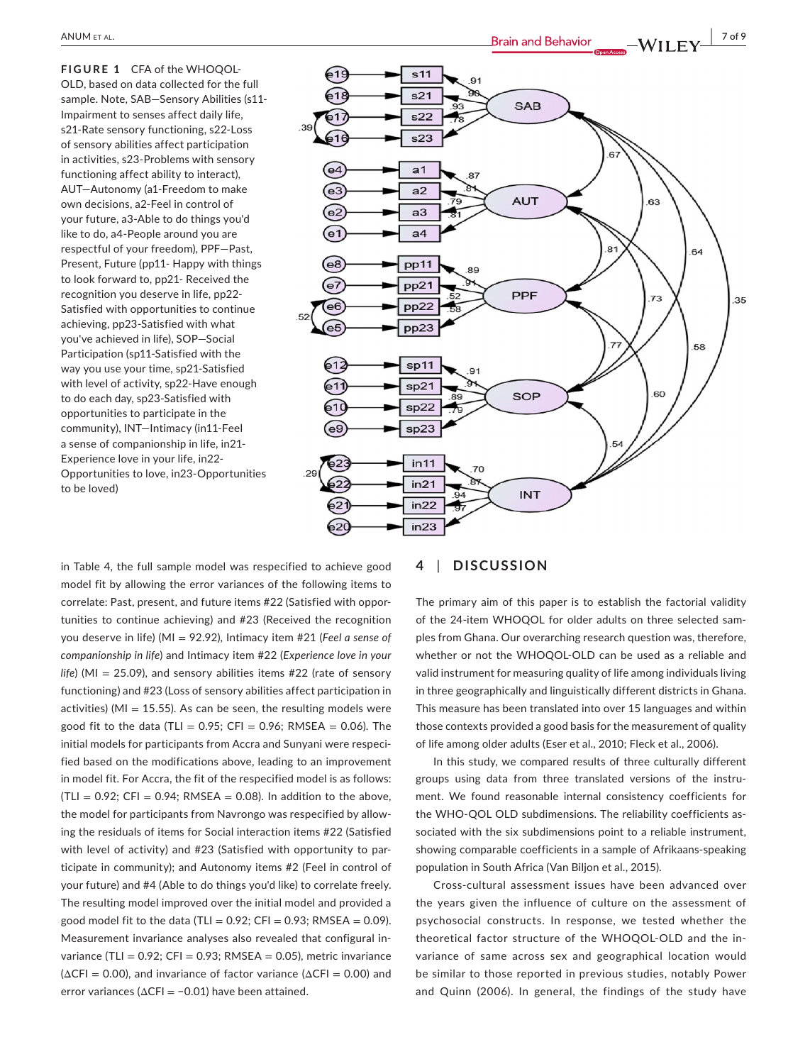**FIGURE 1** CFA of the WHOQOL-OLD, based on data collected for the full sample. Note, SAB—Sensory Abilities (s11-Impairment to senses affect daily life, s21-Rate sensory functioning, s22-Loss of sensory abilities affect participation in activities, s23-Problems with sensory functioning affect ability to interact), AUT—Autonomy (a1-Freedom to make own decisions, a2-Feel in control of your future, a3-Able to do things you'd like to do, a4-People around you are respectful of your freedom), PPF—Past, Present, Future (pp11- Happy with things to look forward to, pp21- Received the recognition you deserve in life, pp22-Satisfied with opportunities to continue achieving, pp23-Satisfied with what you've achieved in life), SOP—Social Participation (sp11-Satisfied with the way you use your time, sp21-Satisfied with level of activity, sp22-Have enough to do each day, sp23-Satisfied with opportunities to participate in the community), INT—Intimacy (in11-Feel a sense of companionship in life, in21-Experience love in your life, in22-Opportunities to love, in23-Opportunities to be loved)

in Table 4, the full sample model was respecified to achieve good model fit by allowing the error variances of the following items to correlate: Past, present, and future items #22 (Satisfied with opportunities to continue achieving) and #23 (Received the recognition you deserve in life) (MI = 92.92), Intimacy item #21 (*Feel a sense of companionship in life*) and Intimacy item #22 (*Experience love in your life*) (MI = 25.09), and sensory abilities items #22 (rate of sensory functioning) and #23 (Loss of sensory abilities affect participation in activities) (MI = 15.55). As can be seen, the resulting models were good fit to the data (TLI = 0.95; CFI = 0.96; RMSEA = 0.06). The initial models for participants from Accra and Sunyani were respecified based on the modifications above, leading to an improvement in model fit. For Accra, the fit of the respecified model is as follows: (TLI = 0.92; CFI = 0.94; RMSEA = 0.08). In addition to the above, the model for participants from Navrongo was respecified by allowing the residuals of items for Social interaction items #22 (Satisfied with level of activity) and #23 (Satisfied with opportunity to participate in community); and Autonomy items #2 (Feel in control of your future) and #4 (Able to do things you'd like) to correlate freely. The resulting model improved over the initial model and provided a good model fit to the data (TLI = 0.92; CFI = 0.93; RMSEA = 0.09). Measurement invariance analyses also revealed that configural invariance (TLI = 0.92; CFI = 0.93; RMSEA = 0.05), metric invariance ($\Delta$CFI = 0.00), and invariance of factor variance ($\Delta$CFI = 0.00) and error variances ($\Delta$CFI = −0.01) have been attained.

## 4 | DISCUSSION

The primary aim of this paper is to establish the factorial validity of the 24-item WHOQOL for older adults on three selected samples from Ghana. Our overarching research question was, therefore, whether or not the WHOQOL-OLD can be used as a reliable and valid instrument for measuring quality of life among individuals living in three geographically and linguistically different districts in Ghana. This measure has been translated into over 15 languages and within those contexts provided a good basis for the measurement of quality of life among older adults (Eser et al., 2010; Fleck et al., 2006).

In this study, we compared results of three culturally different groups using data from three translated versions of the instrument. We found reasonable internal consistency coefficients for the WHO-QOL OLD subdimensions. The reliability coefficients associated with the six subdimensions point to a reliable instrument, showing comparable coefficients in a sample of Afrikaans-speaking population in South Africa (Van Biljon et al., 2015).

Cross-cultural assessment issues have been advanced over the years given the influence of culture on the assessment of psychosocial constructs. In response, we tested whether the theoretical factor structure of the WHOQOL-OLD and the invariance of same across sex and geographical location would be similar to those reported in previous studies, notably Power and Quinn (2006). In general, the findings of the study have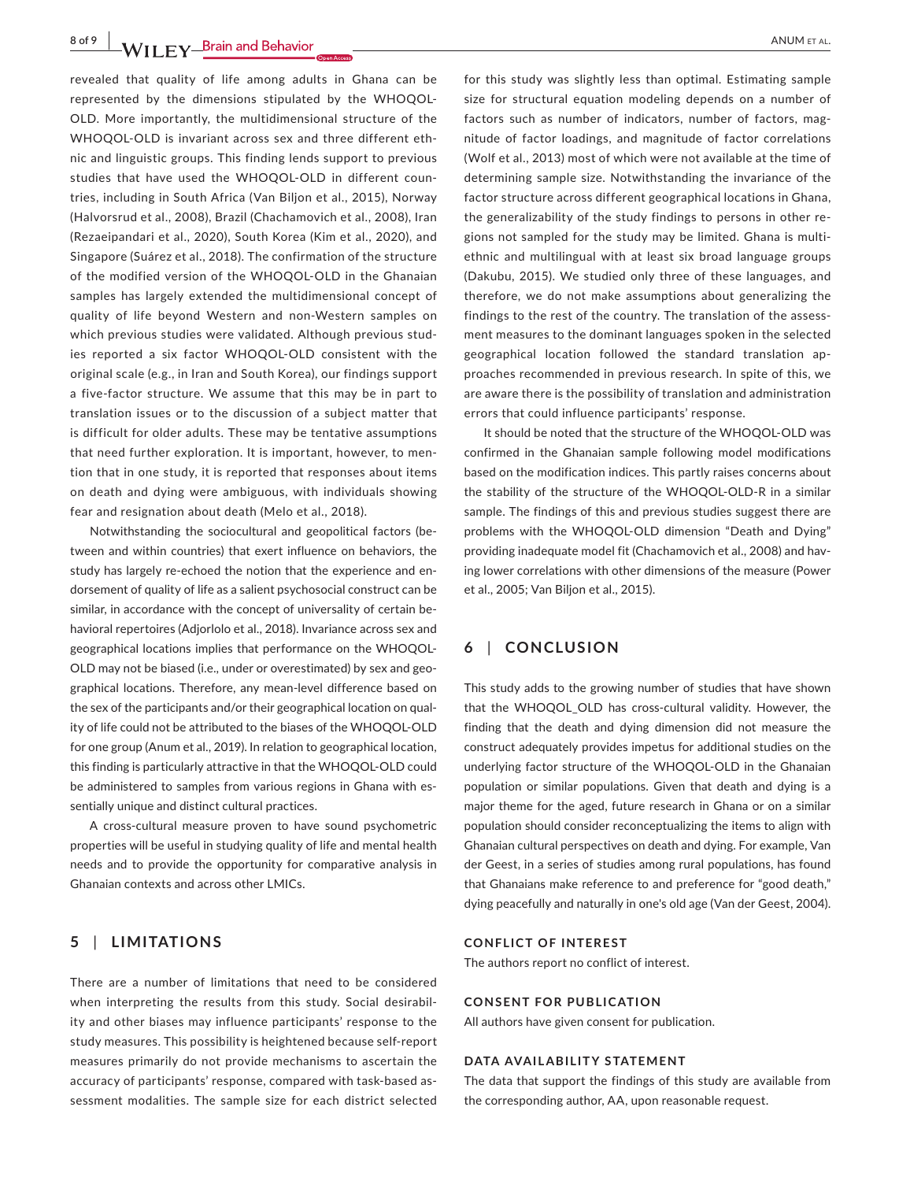revealed that quality of life among adults in Ghana can be represented by the dimensions stipulated by the WHOQOL-OLD. More importantly, the multidimensional structure of the WHOQOL-OLD is invariant across sex and three different ethnic and linguistic groups. This finding lends support to previous studies that have used the WHOQOL-OLD in different countries, including in South Africa (Van Biljon et al., 2015), Norway (Halvorsrud et al., 2008), Brazil (Chachamovich et al., 2008), Iran (Rezaeipandari et al., 2020), South Korea (Kim et al., 2020), and Singapore (Suárez et al., 2018). The confirmation of the structure of the modified version of the WHOQOL-OLD in the Ghanaian samples has largely extended the multidimensional concept of quality of life beyond Western and non-Western samples on which previous studies were validated. Although previous studies reported a six factor WHOQOL-OLD consistent with the original scale (e.g., in Iran and South Korea), our findings support a five-factor structure. We assume that this may be in part to translation issues or to the discussion of a subject matter that is difficult for older adults. These may be tentative assumptions that need further exploration. It is important, however, to mention that in one study, it is reported that responses about items on death and dying were ambiguous, with individuals showing fear and resignation about death (Melo et al., 2018).

Notwithstanding the sociocultural and geopolitical factors (between and within countries) that exert influence on behaviors, the study has largely re-echoed the notion that the experience and endorsement of quality of life as a salient psychosocial construct can be similar, in accordance with the concept of universality of certain behavioral repertoires (Adjorlolo et al., 2018). Invariance across sex and geographical locations implies that performance on the WHOQOL-OLD may not be biased (i.e., under or overestimated) by sex and geographical locations. Therefore, any mean-level difference based on the sex of the participants and/or their geographical location on quality of life could not be attributed to the biases of the WHOQOL-OLD for one group (Anum et al., 2019). In relation to geographical location, this finding is particularly attractive in that the WHOQOL-OLD could be administered to samples from various regions in Ghana with essentially unique and distinct cultural practices.

A cross-cultural measure proven to have sound psychometric properties will be useful in studying quality of life and mental health needs and to provide the opportunity for comparative analysis in Ghanaian contexts and across other LMICs.

## 5 | LIMITATIONS

There are a number of limitations that need to be considered when interpreting the results from this study. Social desirability and other biases may influence participants' response to the study measures. This possibility is heightened because self-report measures primarily do not provide mechanisms to ascertain the accuracy of participants' response, compared with task-based assessment modalities. The sample size for each district selected for this study was slightly less than optimal. Estimating sample size for structural equation modeling depends on a number of factors such as number of indicators, number of factors, magnitude of factor loadings, and magnitude of factor correlations (Wolf et al., 2013) most of which were not available at the time of determining sample size. Notwithstanding the invariance of the factor structure across different geographical locations in Ghana, the generalizability of the study findings to persons in other regions not sampled for the study may be limited. Ghana is multiethnic and multilingual with at least six broad language groups (Dakubu, 2015). We studied only three of these languages, and therefore, we do not make assumptions about generalizing the findings to the rest of the country. The translation of the assessment measures to the dominant languages spoken in the selected geographical location followed the standard translation approaches recommended in previous research. In spite of this, we are aware there is the possibility of translation and administration errors that could influence participants' response.

It should be noted that the structure of the WHOQOL-OLD was confirmed in the Ghanaian sample following model modifications based on the modification indices. This partly raises concerns about the stability of the structure of the WHOQOL-OLD-R in a similar sample. The findings of this and previous studies suggest there are problems with the WHOQOL-OLD dimension "Death and Dying" providing inadequate model fit (Chachamovich et al., 2008) and having lower correlations with other dimensions of the measure (Power et al., 2005; Van Biljon et al., 2015).

## 6 | CONCLUSION

This study adds to the growing number of studies that have shown that the WHOQOL_OLD has cross-cultural validity. However, the finding that the death and dying dimension did not measure the construct adequately provides impetus for additional studies on the underlying factor structure of the WHOQOL-OLD in the Ghanaian population or similar populations. Given that death and dying is a major theme for the aged, future research in Ghana or on a similar population should consider reconceptualizing the items to align with Ghanaian cultural perspectives on death and dying. For example, Van der Geest, in a series of studies among rural populations, has found that Ghanaians make reference to and preference for "good death," dying peacefully and naturally in one's old age (Van der Geest, 2004).

### CONFLICT OF INTEREST

The authors report no conflict of interest.

### CONSENT FOR PUBLICATION

All authors have given consent for publication.

### DATA AVAILABILITY STATEMENT

The data that support the findings of this study are available from the corresponding author, AA, upon reasonable request.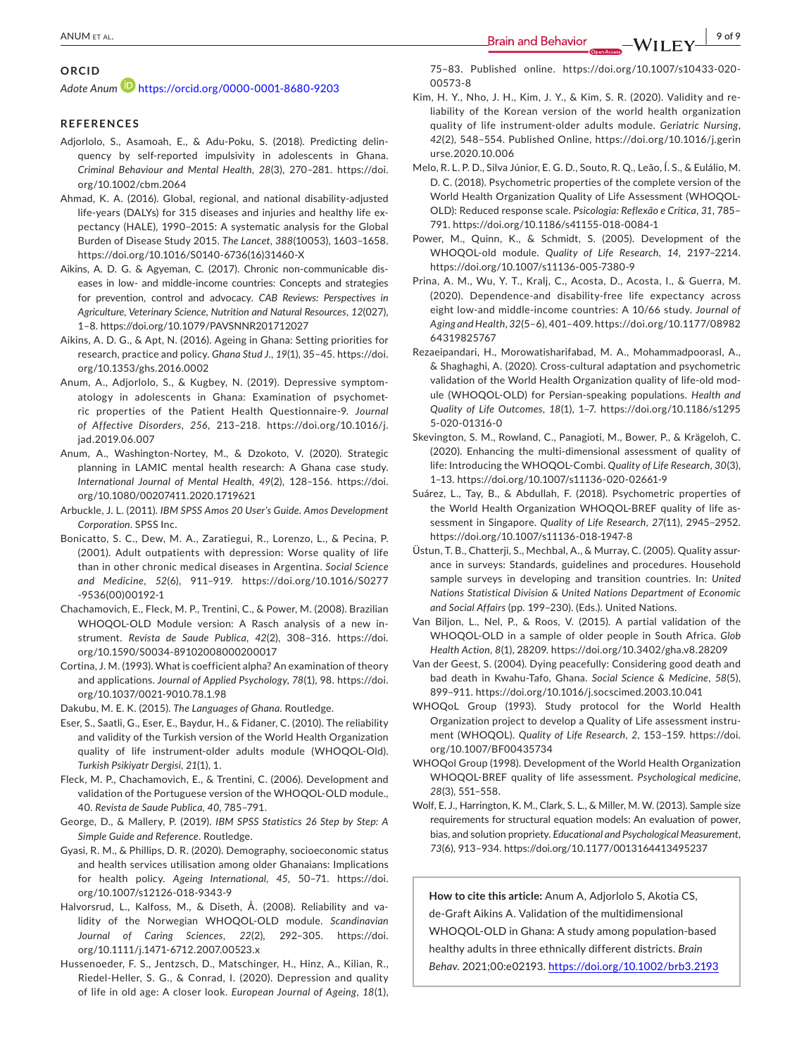## ORCID

*Adote Anum* https://orcid.org/0000-0001-8680-9203

## REFERENCES

Adjorlolo, S., Asamoah, E., & Adu-Poku, S. (2018). Predicting delinquency by self-reported impulsivity in adolescents in Ghana. *Criminal Behaviour and Mental Health*, *28*(3), 270–281. https://doi.org/10.1002/cbm.2064

Ahmad, K. A. (2016). Global, regional, and national disability-adjusted life-years (DALYs) for 315 diseases and injuries and healthy life expectancy (HALE), 1990–2015: A systematic analysis for the Global Burden of Disease Study 2015. *The Lancet*, *388*(10053), 1603–1658. https://doi.org/10.1016/S0140-6736(16)31460-X

Aikins, A. D. G. & Agyeman, C. (2017). Chronic non-communicable diseases in low- and middle-income countries: Concepts and strategies for prevention, control and advocacy. *CAB Reviews: Perspectives in Agriculture, Veterinary Science, Nutrition and Natural Resources*, *12*(027), 1–8. https://doi.org/10.1079/PAVSNNR201712027

Aikins, A. D. G., & Apt, N. (2016). Ageing in Ghana: Setting priorities for research, practice and policy. *Ghana Stud J.*, *19*(1), 35–45. https://doi.org/10.1353/ghs.2016.0002

Anum, A., Adjorlolo, S., & Kugbey, N. (2019). Depressive symptomatology in adolescents in Ghana: Examination of psychometric properties of the Patient Health Questionnaire-9. *Journal of Affective Disorders*, *256*, 213–218. https://doi.org/10.1016/j.jad.2019.06.007

Anum, A., Washington-Nortey, M., & Dzokoto, V. (2020). Strategic planning in LAMIC mental health research: A Ghana case study. *International Journal of Mental Health*, *49*(2), 128–156. https://doi.org/10.1080/00207411.2020.1719621

Arbuckle, J. L. (2011). *IBM SPSS Amos 20 User's Guide. Amos Development Corporation*. SPSS Inc.

Bonicatto, S. C., Dew, M. A., Zaratiegui, R., Lorenzo, L., & Pecina, P. (2001). Adult outpatients with depression: Worse quality of life than in other chronic medical diseases in Argentina. *Social Science and Medicine*, *52*(6), 911–919. https://doi.org/10.1016/S0277-9536(00)00192-1

Chachamovich, E., Fleck, M. P., Trentini, C., & Power, M. (2008). Brazilian WHOQOL-OLD Module version: A Rasch analysis of a new instrument. *Revista de Saude Publica*, *42*(2), 308–316. https://doi.org/10.1590/S0034-89102008000200017

Cortina, J. M. (1993). What is coefficient alpha? An examination of theory and applications. *Journal of Applied Psychology*, *78*(1), 98. https://doi.org/10.1037/0021-9010.78.1.98

Dakubu, M. E. K. (2015). *The Languages of Ghana*. Routledge.

Eser, S., Saatli, G., Eser, E., Baydur, H., & Fidaner, C. (2010). The reliability and validity of the Turkish version of the World Health Organization quality of life instrument-older adults module (WHOQOL-Old). *Turkish Psikiyatr Dergisi*, *21*(1), 1.

Fleck, M. P., Chachamovich, E., & Trentini, C. (2006). Development and validation of the Portuguese version of the WHOQOL-OLD module., 40. *Revista de Saude Publica*, *40*, 785–791.

George, D., & Mallery, P. (2019). *IBM SPSS Statistics 26 Step by Step: A Simple Guide and Reference*. Routledge.

Gyasi, R. M., & Phillips, D. R. (2020). Demography, socioeconomic status and health services utilisation among older Ghanaians: Implications for health policy. *Ageing International*, *45*, 50–71. https://doi.org/10.1007/s12126-018-9343-9

Halvorsrud, L., Kalfoss, M., & Diseth, Å. (2008). Reliability and validity of the Norwegian WHOQOL-OLD module. *Scandinavian Journal of Caring Sciences*, *22*(2), 292–305. https://doi.org/10.1111/j.1471-6712.2007.00523.x

Hussenoeder, F. S., Jentzsch, D., Matschinger, H., Hinz, A., Kilian, R., Riedel-Heller, S. G., & Conrad, I. (2020). Depression and quality of life in old age: A closer look. *European Journal of Ageing*, *18*(1), 75–83. Published online. https://doi.org/10.1007/s10433-020-00573-8

Kim, H. Y., Nho, J. H., Kim, J. Y., & Kim, S. R. (2020). Validity and reliability of the Korean version of the world health organization quality of life instrument-older adults module. *Geriatric Nursing*, *42*(2), 548–554. Published Online, https://doi.org/10.1016/j.gerinurse.2020.10.006

Melo, R. L. P. D., Silva Júnior, E. G. D., Souto, R. Q., Leão, Í. S., & Eulálio, M. D. C. (2018). Psychometric properties of the complete version of the World Health Organization Quality of Life Assessment (WHOQOL-OLD): Reduced response scale. *Psicologia: Reflexão e Crítica*, *31*, 785–791. https://doi.org/10.1186/s41155-018-0084-1

Power, M., Quinn, K., & Schmidt, S. (2005). Development of the WHOQOL-old module. *Quality of Life Research*, *14*, 2197–2214. https://doi.org/10.1007/s11136-005-7380-9

Prina, A. M., Wu, Y. T., Kralj, C., Acosta, D., Acosta, I., & Guerra, M. (2020). Dependence-and disability-free life expectancy across eight low-and middle-income countries: A 10/66 study. *Journal of Aging and Health*, *32*(5–6), 401–409. https://doi.org/10.1177/0898264319825767

Rezaeipandari, H., Morowatisharifabad, M. A., Mohammadpoorasl, A., & Shaghaghi, A. (2020). Cross-cultural adaptation and psychometric validation of the World Health Organization quality of life-old module (WHOQOL-OLD) for Persian-speaking populations. *Health and Quality of Life Outcomes*, *18*(1), 1–7. https://doi.org/10.1186/s12955-020-01316-0

Skevington, S. M., Rowland, C., Panagioti, M., Bower, P., & Krägeloh, C. (2020). Enhancing the multi-dimensional assessment of quality of life: Introducing the WHOQOL-Combi. *Quality of Life Research*, *30*(3), 1–13. https://doi.org/10.1007/s11136-020-02661-9

Suárez, L., Tay, B., & Abdullah, F. (2018). Psychometric properties of the World Health Organization WHOQOL-BREF quality of life assessment in Singapore. *Quality of Life Research*, *27*(11), 2945–2952. https://doi.org/10.1007/s11136-018-1947-8

Üstun, T. B., Chatterji, S., Mechbal, A., & Murray, C. (2005). Quality assurance in surveys: Standards, guidelines and procedures. Household sample surveys in developing and transition countries. In: *United Nations Statistical Division & United Nations Department of Economic and Social Affairs* (pp. 199–230). (Eds.). United Nations.

Van Biljon, L., Nel, P., & Roos, V. (2015). A partial validation of the WHOQOL-OLD in a sample of older people in South Africa. *Glob Health Action*, *8*(1), 28209. https://doi.org/10.3402/gha.v8.28209

Van der Geest, S. (2004). Dying peacefully: Considering good death and bad death in Kwahu-Tafo, Ghana. *Social Science & Medicine*, *58*(5), 899–911. https://doi.org/10.1016/j.socscimed.2003.10.041

WHOQoL Group (1993). Study protocol for the World Health Organization project to develop a Quality of Life assessment instrument (WHOQOL). *Quality of Life Research*, *2*, 153–159. https://doi.org/10.1007/BF00435734

WHOQol Group (1998). Development of the World Health Organization WHOQOL-BREF quality of life assessment. *Psychological medicine*, *28*(3), 551–558.

Wolf, E. J., Harrington, K. M., Clark, S. L., & Miller, M. W. (2013). Sample size requirements for structural equation models: An evaluation of power, bias, and solution propriety. *Educational and Psychological Measurement*, *73*(6), 913–934. https://doi.org/10.1177/0013164413495237

**How to cite this article:** Anum A, Adjorlolo S, Akotia CS, de-Graft Aikins A. Validation of the multidimensional WHOQOL-OLD in Ghana: A study among population-based healthy adults in three ethnically different districts. *Brain Behav*. 2021;00:e02193. https://doi.org/10.1002/brb3.2193